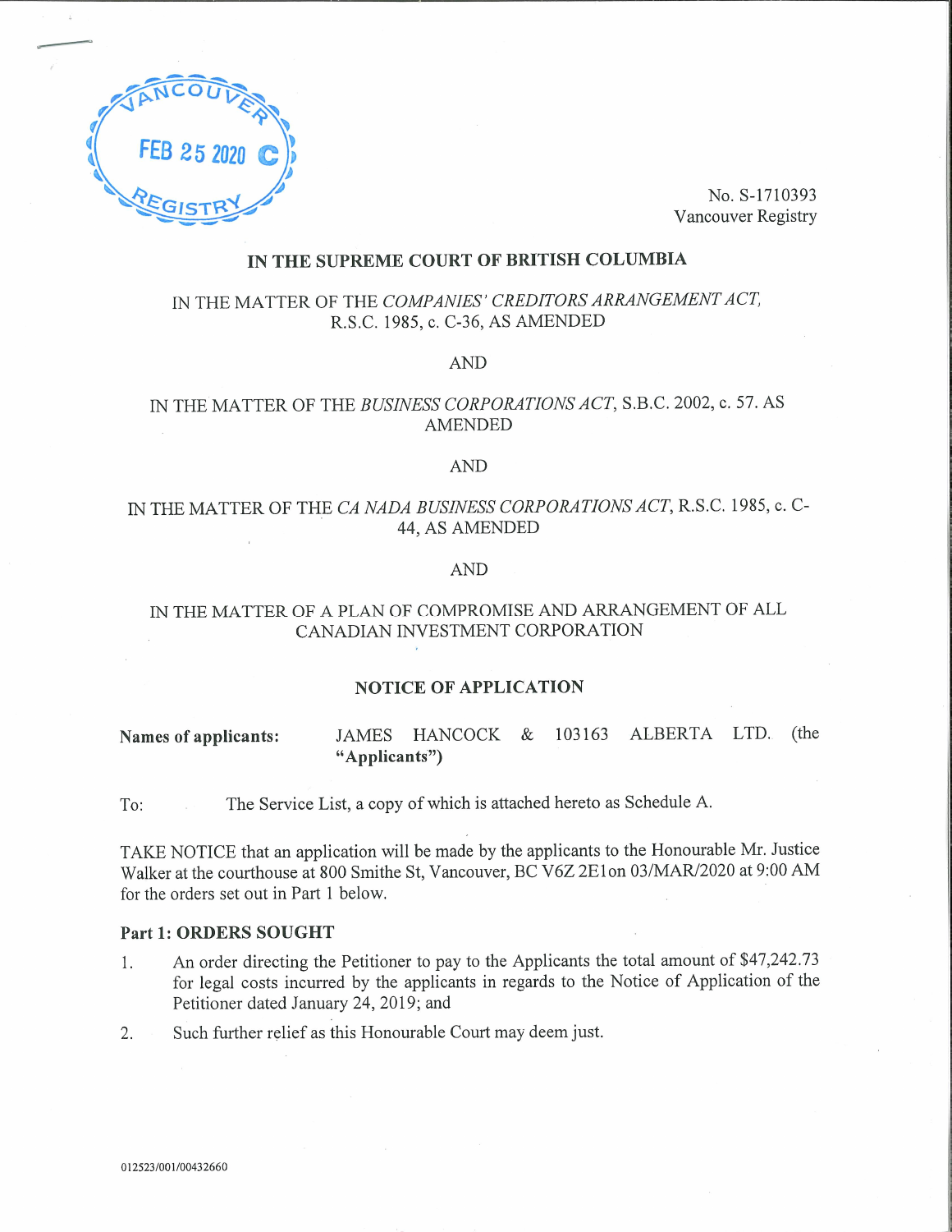VANCOUVER
FEB 25 2020 C
REGISTRY

No. S-1710393
Vancouver Registry

## IN THE SUPREME COURT OF BRITISH COLUMBIA

IN THE MATTER OF THE *COMPANIES' CREDITORS ARRANGEMENT ACT*, R.S.C. 1985, c. C-36, AS AMENDED

AND

IN THE MATTER OF THE *BUSINESS CORPORATIONS ACT*, S.B.C. 2002, c. 57. AS AMENDED

AND

IN THE MATTER OF THE *CA NADA BUSINESS CORPORATIONS ACT*, R.S.C. 1985, c. C-44, AS AMENDED

AND

IN THE MATTER OF A PLAN OF COMPROMISE AND ARRANGEMENT OF ALL CANADIAN INVESTMENT CORPORATION

## NOTICE OF APPLICATION

**Names of applicants:** JAMES HANCOCK & 103163 ALBERTA LTD. (the **"Applicants"**)

To: The Service List, a copy of which is attached hereto as Schedule A.

TAKE NOTICE that an application will be made by the applicants to the Honourable Mr. Justice Walker at the courthouse at 800 Smithe St, Vancouver, BC V6Z 2E1on 03/MAR/2020 at 9:00 AM for the orders set out in Part 1 below.

### Part 1: ORDERS SOUGHT

1. An order directing the Petitioner to pay to the Applicants the total amount of $47,242.73 for legal costs incurred by the applicants in regards to the Notice of Application of the Petitioner dated January 24, 2019; and
2. Such further relief as this Honourable Court may deem just.

012523/001/00432660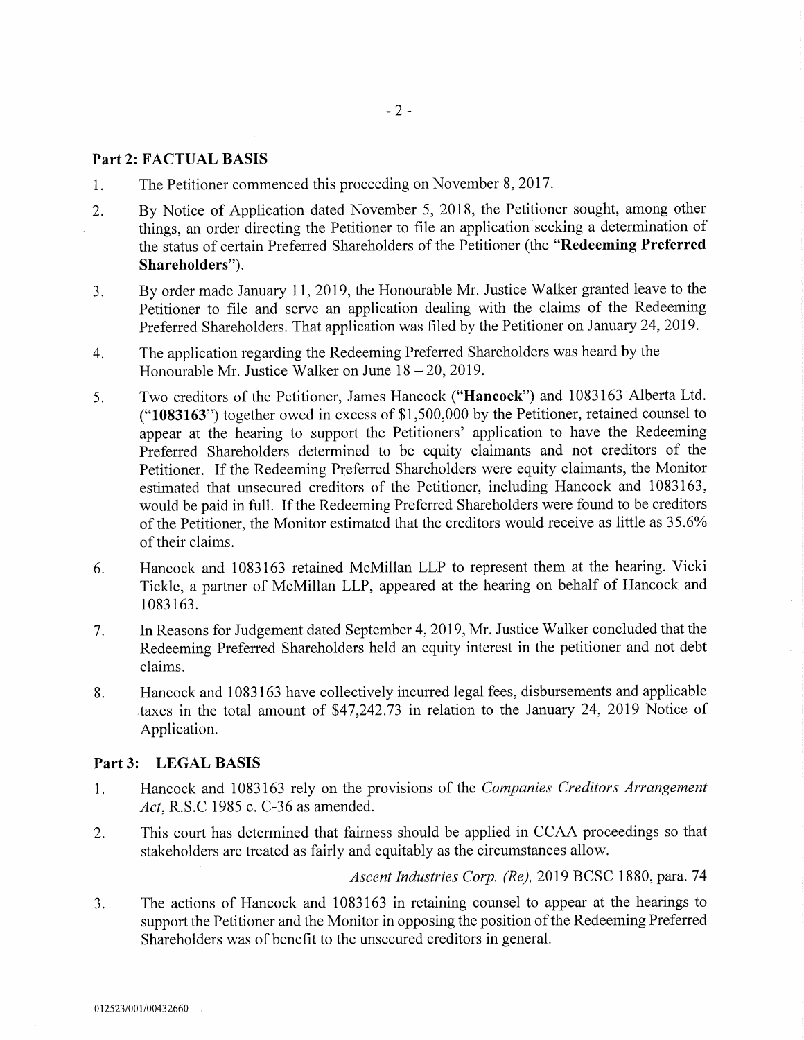## Part 2: FACTUAL BASIS

1. The Petitioner commenced this proceeding on November 8, 2017.

2. By Notice of Application dated November 5, 2018, the Petitioner sought, among other things, an order directing the Petitioner to file an application seeking a determination of the status of certain Preferred Shareholders of the Petitioner (the "**Redeeming Preferred Shareholders**").

3. By order made January 11, 2019, the Honourable Mr. Justice Walker granted leave to the Petitioner to file and serve an application dealing with the claims of the Redeeming Preferred Shareholders. That application was filed by the Petitioner on January 24, 2019.

4. The application regarding the Redeeming Preferred Shareholders was heard by the Honourable Mr. Justice Walker on June 18 – 20, 2019.

5. Two creditors of the Petitioner, James Hancock ("**Hancock**") and 1083163 Alberta Ltd. ("**1083163**") together owed in excess of $1,500,000 by the Petitioner, retained counsel to appear at the hearing to support the Petitioners' application to have the Redeeming Preferred Shareholders determined to be equity claimants and not creditors of the Petitioner. If the Redeeming Preferred Shareholders were equity claimants, the Monitor estimated that unsecured creditors of the Petitioner, including Hancock and 1083163, would be paid in full. If the Redeeming Preferred Shareholders were found to be creditors of the Petitioner, the Monitor estimated that the creditors would receive as little as 35.6% of their claims.

6. Hancock and 1083163 retained McMillan LLP to represent them at the hearing. Vicki Tickle, a partner of McMillan LLP, appeared at the hearing on behalf of Hancock and 1083163.

7. In Reasons for Judgement dated September 4, 2019, Mr. Justice Walker concluded that the Redeeming Preferred Shareholders held an equity interest in the petitioner and not debt claims.

8. Hancock and 1083163 have collectively incurred legal fees, disbursements and applicable taxes in the total amount of $47,242.73 in relation to the January 24, 2019 Notice of Application.

## Part 3: LEGAL BASIS

1. Hancock and 1083163 rely on the provisions of the *Companies Creditors Arrangement Act*, R.S.C 1985 c. C-36 as amended.

2. This court has determined that fairness should be applied in CCAA proceedings so that stakeholders are treated as fairly and equitably as the circumstances allow.

   *Ascent Industries Corp. (Re),* 2019 BCSC 1880, para. 74

3. The actions of Hancock and 1083163 in retaining counsel to appear at the hearings to support the Petitioner and the Monitor in opposing the position of the Redeeming Preferred Shareholders was of benefit to the unsecured creditors in general.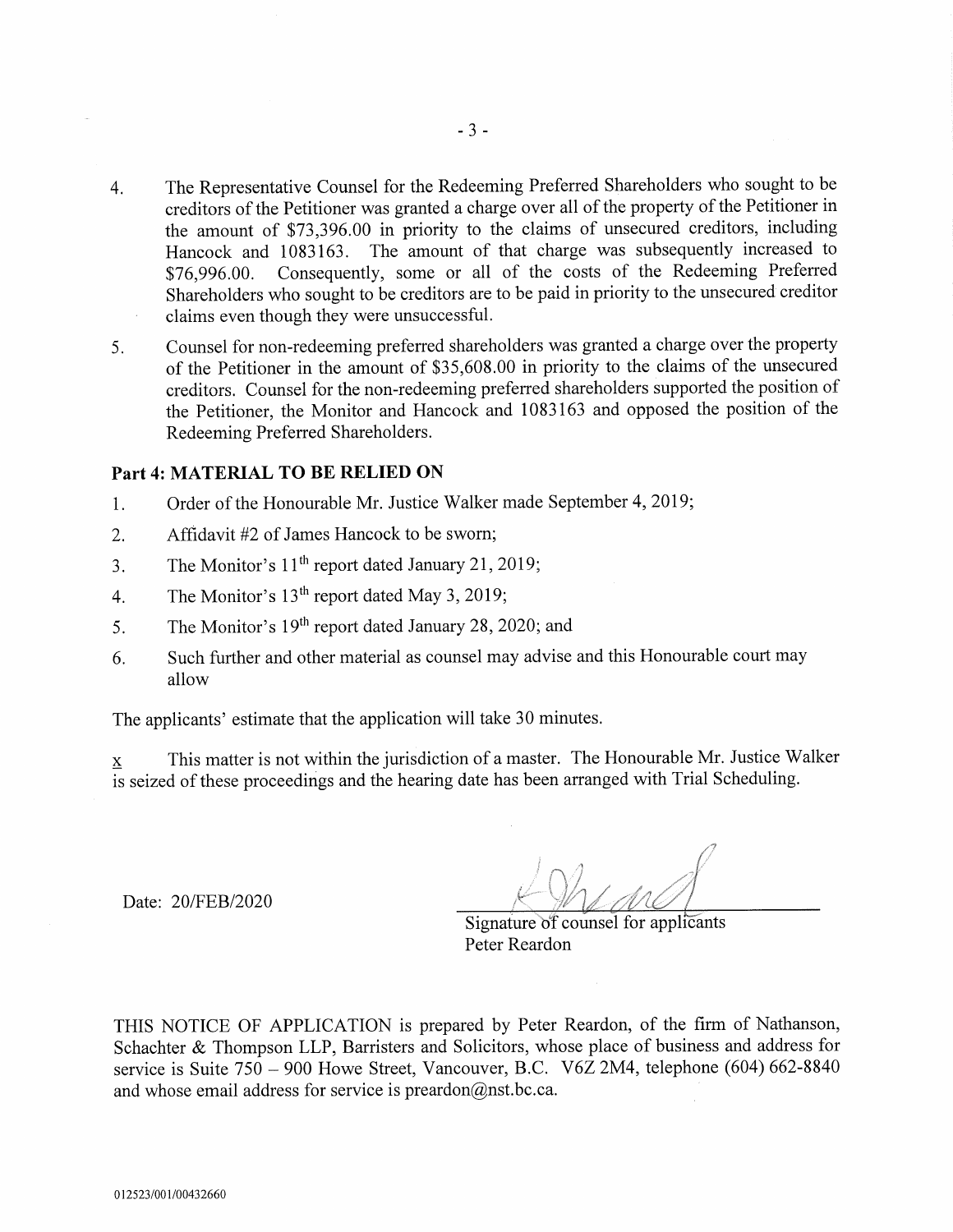4. The Representative Counsel for the Redeeming Preferred Shareholders who sought to be creditors of the Petitioner was granted a charge over all of the property of the Petitioner in the amount of $73,396.00 in priority to the claims of unsecured creditors, including Hancock and 1083163. The amount of that charge was subsequently increased to $76,996.00. Consequently, some or all of the costs of the Redeeming Preferred Shareholders who sought to be creditors are to be paid in priority to the unsecured creditor claims even though they were unsuccessful.

5. Counsel for non-redeeming preferred shareholders was granted a charge over the property of the Petitioner in the amount of $35,608.00 in priority to the claims of the unsecured creditors. Counsel for the non-redeeming preferred shareholders supported the position of the Petitioner, the Monitor and Hancock and 1083163 and opposed the position of the Redeeming Preferred Shareholders.

## Part 4: MATERIAL TO BE RELIED ON

1. Order of the Honourable Mr. Justice Walker made September 4, 2019;
2. Affidavit #2 of James Hancock to be sworn;
3. The Monitor's 11th report dated January 21, 2019;
4. The Monitor's 13th report dated May 3, 2019;
5. The Monitor's 19th report dated January 28, 2020; and
6. Such further and other material as counsel may advise and this Honourable court may allow

The applicants' estimate that the application will take 30 minutes.

x This matter is not within the jurisdiction of a master. The Honourable Mr. Justice Walker is seized of these proceedings and the hearing date has been arranged with Trial Scheduling.

Date: 20/FEB/2020

Signature of counsel for applicants
Peter Reardon

THIS NOTICE OF APPLICATION is prepared by Peter Reardon, of the firm of Nathanson, Schachter & Thompson LLP, Barristers and Solicitors, whose place of business and address for service is Suite 750 – 900 Howe Street, Vancouver, B.C. V6Z 2M4, telephone (604) 662-8840 and whose email address for service is preardon@nst.bc.ca.

012523/001/00432660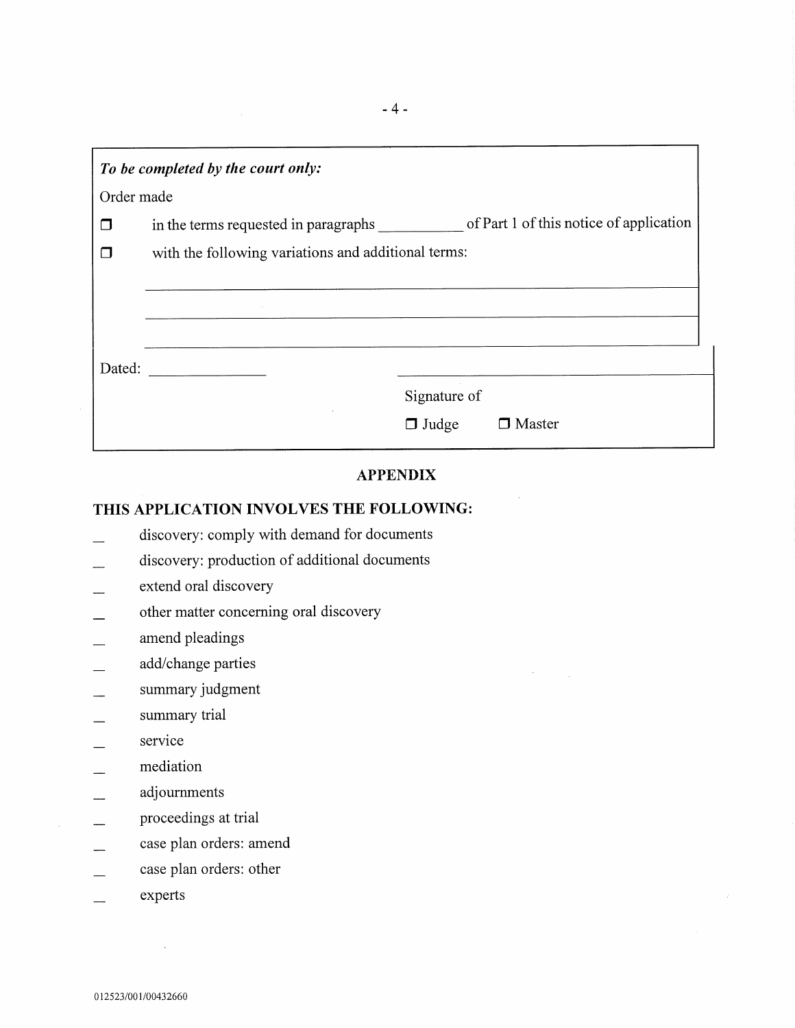***To be completed by the court only:***

Order made

☐ in the terms requested in paragraphs __________ of Part 1 of this notice of application

☐ with the following variations and additional terms:

______________________________________________________________________

______________________________________________________________________

______________________________________________________________________

Dated: ______________

______________________________

Signature of

☐ Judge ☐ Master

**APPENDIX**

**THIS APPLICATION INVOLVES THE FOLLOWING:**

_ discovery: comply with demand for documents

_ discovery: production of additional documents

_ extend oral discovery

_ other matter concerning oral discovery

_ amend pleadings

_ add/change parties

_ summary judgment

_ summary trial

_ service

_ mediation

_ adjournments

_ proceedings at trial

_ case plan orders: amend

_ case plan orders: other

_ experts

012523/001/00432660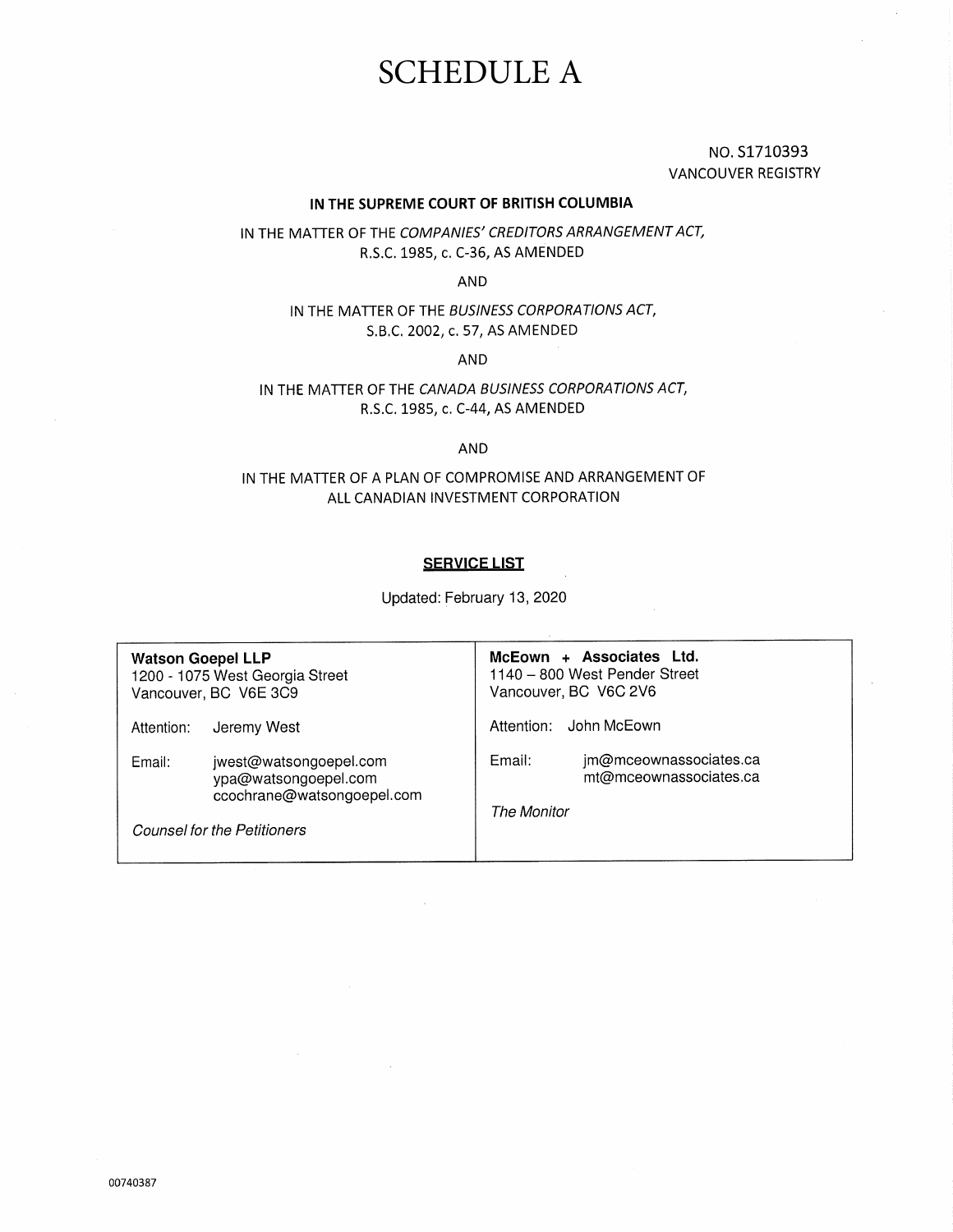# SCHEDULE A

NO. S1710393
VANCOUVER REGISTRY

**IN THE SUPREME COURT OF BRITISH COLUMBIA**

IN THE MATTER OF THE *COMPANIES' CREDITORS ARRANGEMENT ACT*, R.S.C. 1985, c. C-36, AS AMENDED

AND

IN THE MATTER OF THE *BUSINESS CORPORATIONS ACT*, S.B.C. 2002, c. 57, AS AMENDED

AND

IN THE MATTER OF THE *CANADA BUSINESS CORPORATIONS ACT*, R.S.C. 1985, c. C-44, AS AMENDED

AND

IN THE MATTER OF A PLAN OF COMPROMISE AND ARRANGEMENT OF ALL CANADIAN INVESTMENT CORPORATION

**SERVICE LIST**

Updated: February 13, 2020

| | |
|---|---|
| **Watson Goepel LLP**<br>1200 - 1075 West Georgia Street<br>Vancouver, BC V6E 3C9<br><br>Attention: Jeremy West<br><br>Email: jwest@watsongoepel.com<br>ypa@watsongoepel.com<br>ccochrane@watsongoepel.com<br><br>*Counsel for the Petitioners* | **McEown + Associates Ltd.**<br>1140 – 800 West Pender Street<br>Vancouver, BC V6C 2V6<br><br>Attention: John McEown<br><br>Email: jm@mceownassociates.ca<br>mt@mceownassociates.ca<br><br>*The Monitor* |

00740387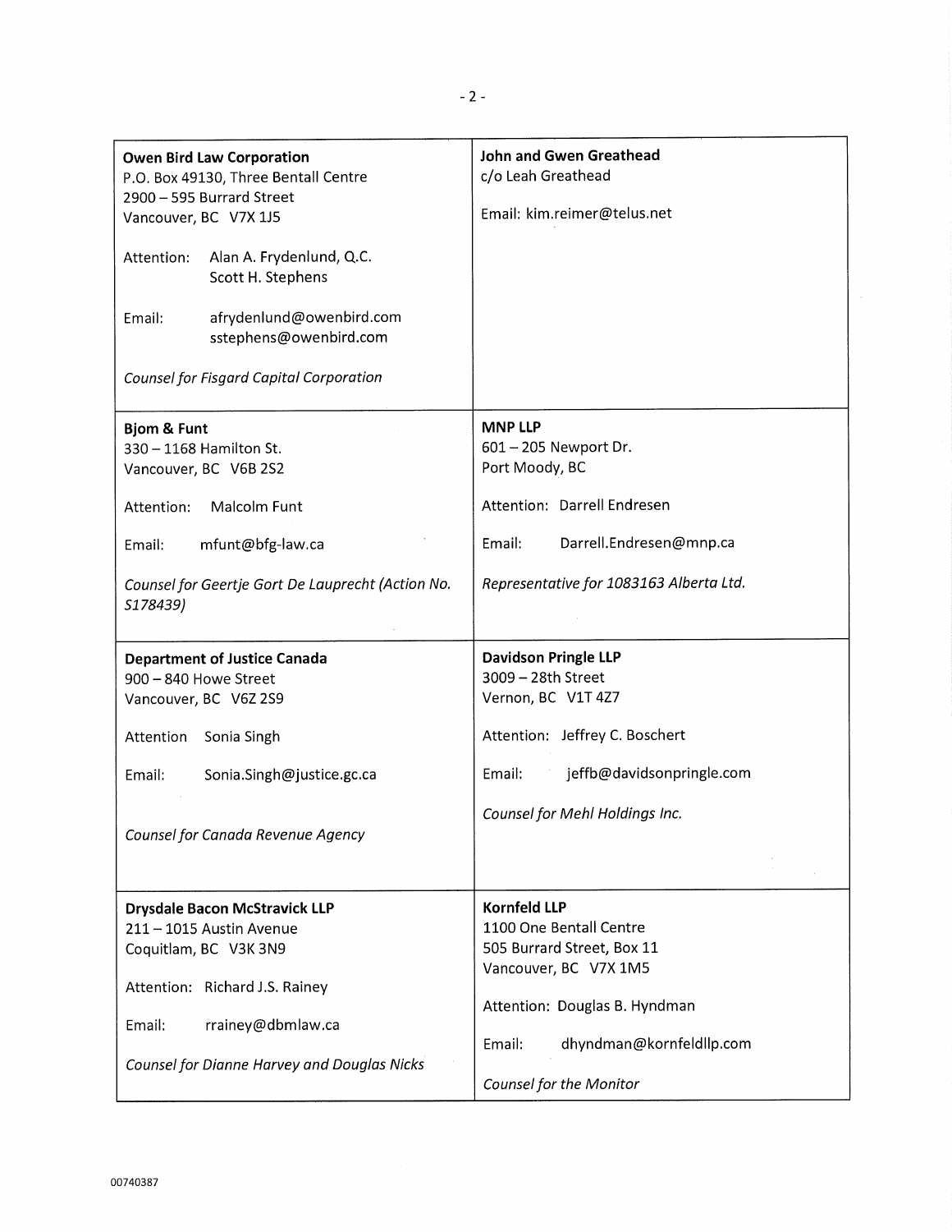| | |
|---|---|
| **Owen Bird Law Corporation**<br>P.O. Box 49130, Three Bentall Centre<br>2900 – 595 Burrard Street<br>Vancouver, BC V7X 1J5<br><br>Attention: Alan A. Frydenlund, Q.C.<br>Scott H. Stephens<br><br>Email: afrydenlund@owenbird.com<br>sstephens@owenbird.com<br><br>*Counsel for Fisgard Capital Corporation* | **John and Gwen Greathead**<br>c/o Leah Greathead<br><br>Email: kim.reimer@telus.net |
| **Bjom & Funt**<br>330 – 1168 Hamilton St.<br>Vancouver, BC V6B 2S2<br><br>Attention: Malcolm Funt<br><br>Email: mfunt@bfg-law.ca<br><br>*Counsel for Geertje Gort De Lauprecht (Action No. S178439)* | **MNP LLP**<br>601 – 205 Newport Dr.<br>Port Moody, BC<br><br>Attention: Darrell Endresen<br><br>Email: Darrell.Endresen@mnp.ca<br><br>*Representative for 1083163 Alberta Ltd.* |
| **Department of Justice Canada**<br>900 – 840 Howe Street<br>Vancouver, BC V6Z 2S9<br><br>Attention Sonia Singh<br><br>Email: Sonia.Singh@justice.gc.ca<br><br>*Counsel for Canada Revenue Agency* | **Davidson Pringle LLP**<br>3009 – 28th Street<br>Vernon, BC V1T 4Z7<br><br>Attention: Jeffrey C. Boschert<br><br>Email: jeffb@davidsonpringle.com<br><br>*Counsel for Mehl Holdings Inc.* |
| **Drysdale Bacon McStravick LLP**<br>211 – 1015 Austin Avenue<br>Coquitlam, BC V3K 3N9<br><br>Attention: Richard J.S. Rainey<br><br>Email: rrainey@dbmlaw.ca<br><br>*Counsel for Dianne Harvey and Douglas Nicks* | **Kornfeld LLP**<br>1100 One Bentall Centre<br>505 Burrard Street, Box 11<br>Vancouver, BC V7X 1M5<br><br>Attention: Douglas B. Hyndman<br><br>Email: dhyndman@kornfeldllp.com<br><br>*Counsel for the Monitor* |

00740387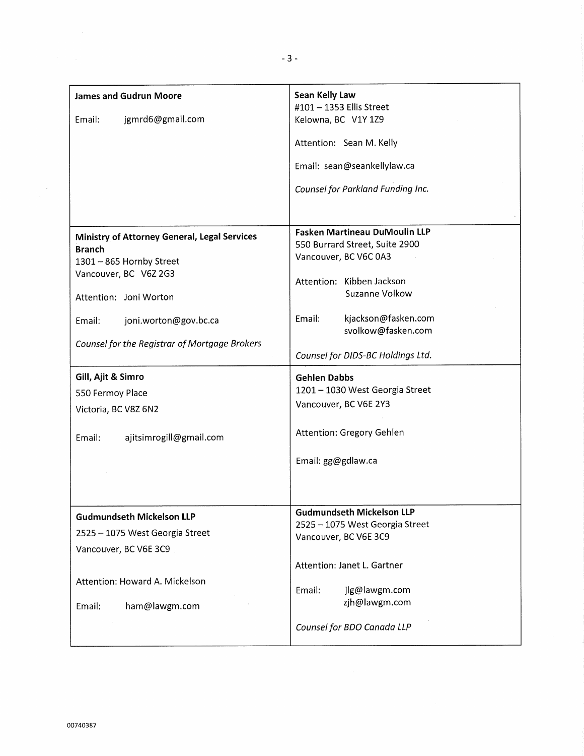| | |
|---|---|
| **James and Gudrun Moore**<br><br>Email: jgmrd6@gmail.com | **Sean Kelly Law**<br>#101 – 1353 Ellis Street<br>Kelowna, BC V1Y 1Z9<br><br>Attention: Sean M. Kelly<br><br>Email: sean@seankellylaw.ca<br><br>*Counsel for Parkland Funding Inc.* |
| **Ministry of Attorney General, Legal Services Branch**<br>1301 – 865 Hornby Street<br>Vancouver, BC V6Z 2G3<br><br>Attention: Joni Worton<br><br>Email: joni.worton@gov.bc.ca<br><br>*Counsel for the Registrar of Mortgage Brokers* | **Fasken Martineau DuMoulin LLP**<br>550 Burrard Street, Suite 2900<br>Vancouver, BC V6C 0A3<br><br>Attention: Kibben Jackson<br>Suzanne Volkow<br><br>Email: kjackson@fasken.com<br>svolkow@fasken.com<br><br>*Counsel for DIDS-BC Holdings Ltd.* |
| **Gill, Ajit & Simro**<br>550 Fermoy Place<br>Victoria, BC V8Z 6N2<br><br>Email: ajitsimrogill@gmail.com | **Gehlen Dabbs**<br>1201 – 1030 West Georgia Street<br>Vancouver, BC V6E 2Y3<br><br>Attention: Gregory Gehlen<br><br>Email: gg@gdlaw.ca |
| **Gudmundseth Mickelson LLP**<br>2525 – 1075 West Georgia Street<br>Vancouver, BC V6E 3C9<br><br>Attention: Howard A. Mickelson<br><br>Email: ham@lawgm.com | **Gudmundseth Mickelson LLP**<br>2525 – 1075 West Georgia Street<br>Vancouver, BC V6E 3C9<br><br>Attention: Janet L. Gartner<br><br>Email: jlg@lawgm.com<br>zjh@lawgm.com<br><br>*Counsel for BDO Canada LLP* |

00740387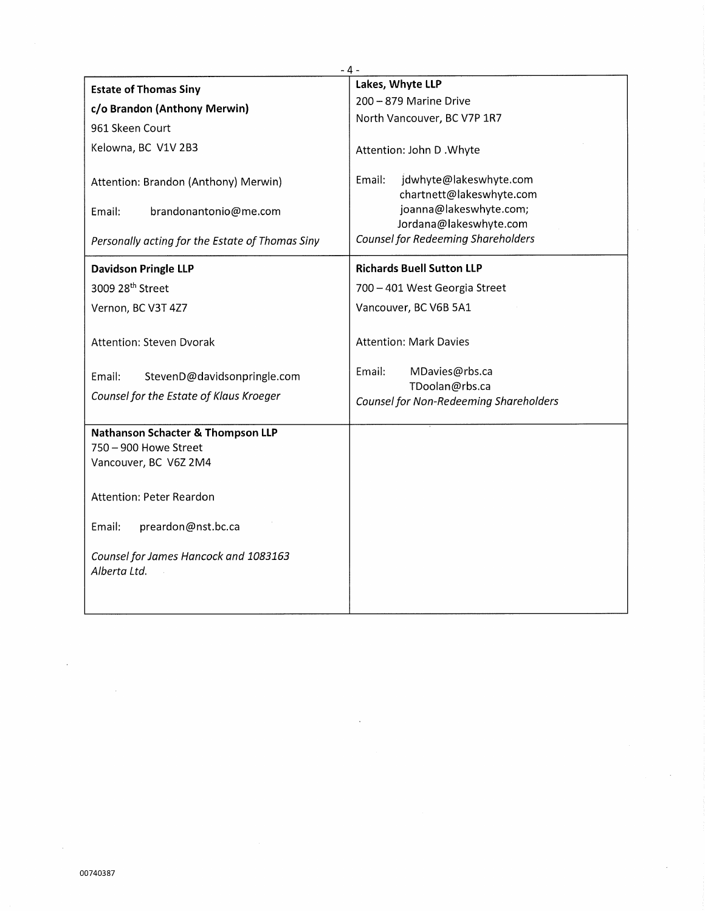| | |
|---|---|
| **Estate of Thomas Siny**<br>**c/o Brandon (Anthony Merwin)**<br>961 Skeen Court<br>Kelowna, BC V1V 2B3<br><br>Attention: Brandon (Anthony) Merwin<br><br>Email: brandonantonio@me.com<br><br>*Personally acting for the Estate of Thomas Siny* | **Lakes, Whyte LLP**<br>200 – 879 Marine Drive<br>North Vancouver, BC V7P 1R7<br><br>Attention: John D .Whyte<br><br>Email: jdwhyte@lakeswhyte.com<br>chartnett@lakeswhyte.com<br>joanna@lakeswhyte.com;<br>Jordana@lakeswhyte.com<br>*Counsel for Redeeming Shareholders* |
| **Davidson Pringle LLP**<br>3009 28th Street<br>Vernon, BC V3T 4Z7<br><br>Attention: Steven Dvorak<br><br>Email: StevenD@davidsonpringle.com<br>*Counsel for the Estate of Klaus Kroeger* | **Richards Buell Sutton LLP**<br>700 – 401 West Georgia Street<br>Vancouver, BC V6B 5A1<br><br>Attention: Mark Davies<br><br>Email: MDavies@rbs.ca<br>TDoolan@rbs.ca<br>*Counsel for Non-Redeeming Shareholders* |
| **Nathanson Schacter & Thompson LLP**<br>750 – 900 Howe Street<br>Vancouver, BC V6Z 2M4<br><br>Attention: Peter Reardon<br><br>Email: preardon@nst.bc.ca<br><br>*Counsel for James Hancock and 1083163 Alberta Ltd.* | |

00740387